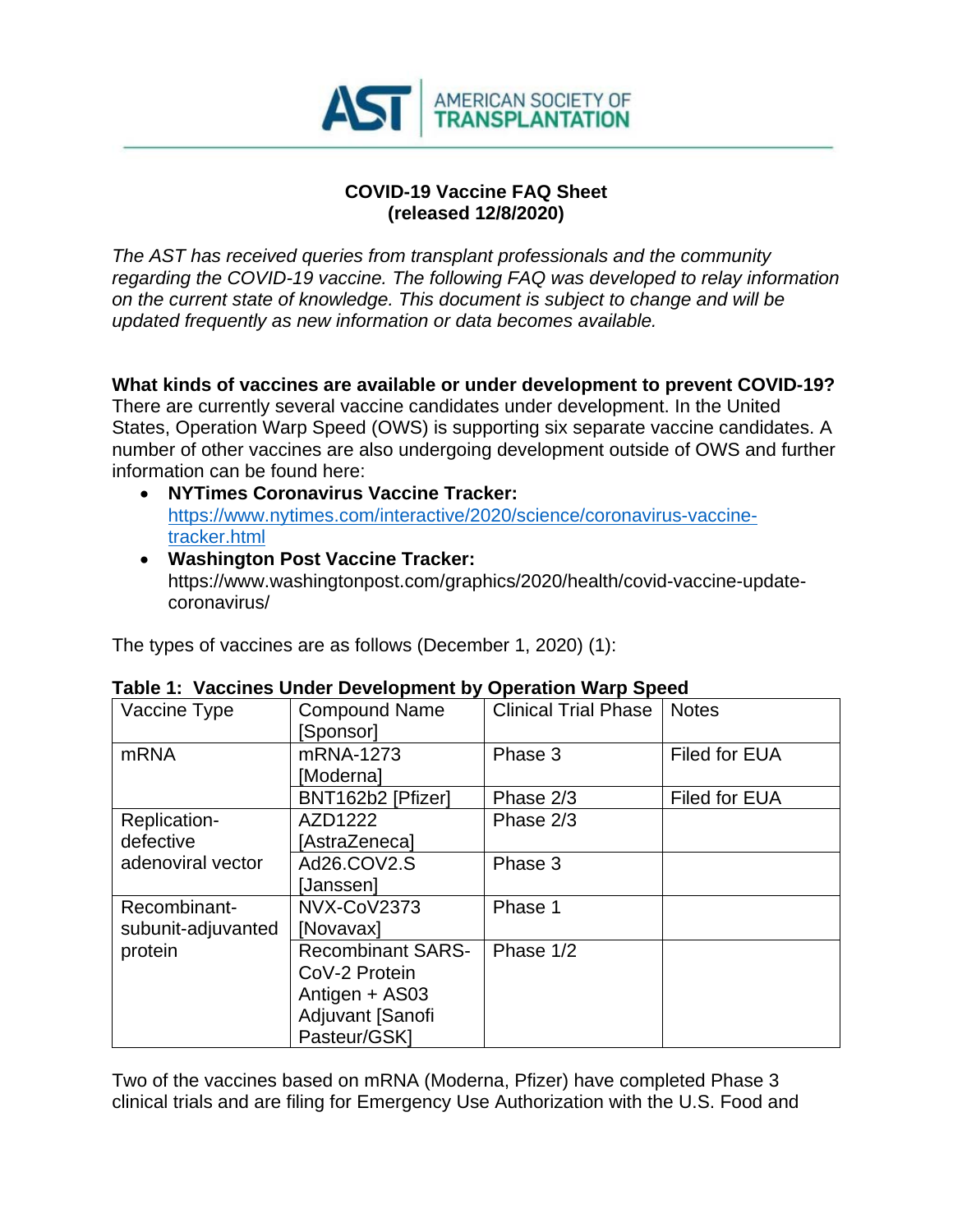AMERICAN SOCIETY OF TRANSPLANTATION

**COVID-19 Vaccine FAQ Sheet**
**(released 12/8/2020)**

*The AST has received queries from transplant professionals and the community regarding the COVID-19 vaccine. The following FAQ was developed to relay information on the current state of knowledge. This document is subject to change and will be updated frequently as new information or data becomes available.*

**What kinds of vaccines are available or under development to prevent COVID-19?**
There are currently several vaccine candidates under development. In the United States, Operation Warp Speed (OWS) is supporting six separate vaccine candidates. A number of other vaccines are also undergoing development outside of OWS and further information can be found here:

- **NYTimes Coronavirus Vaccine Tracker:** https://www.nytimes.com/interactive/2020/science/coronavirus-vaccine-tracker.html
- **Washington Post Vaccine Tracker:** https://www.washingtonpost.com/graphics/2020/health/covid-vaccine-update-coronavirus/

The types of vaccines are as follows (December 1, 2020) (1):

**Table 1: Vaccines Under Development by Operation Warp Speed**

| Vaccine Type | Compound Name [Sponsor] | Clinical Trial Phase | Notes |
|---|---|---|---|
| mRNA | mRNA-1273 [Moderna] | Phase 3 | Filed for EUA |
| | BNT162b2 [Pfizer] | Phase 2/3 | Filed for EUA |
| Replication-defective adenoviral vector | AZD1222 [AstraZeneca] | Phase 2/3 | |
| | Ad26.COV2.S [Janssen] | Phase 3 | |
| Recombinant-subunit-adjuvanted protein | NVX-CoV2373 [Novavax] | Phase 1 | |
| | Recombinant SARS-CoV-2 Protein Antigen + AS03 Adjuvant [Sanofi Pasteur/GSK] | Phase 1/2 | |

Two of the vaccines based on mRNA (Moderna, Pfizer) have completed Phase 3 clinical trials and are filing for Emergency Use Authorization with the U.S. Food and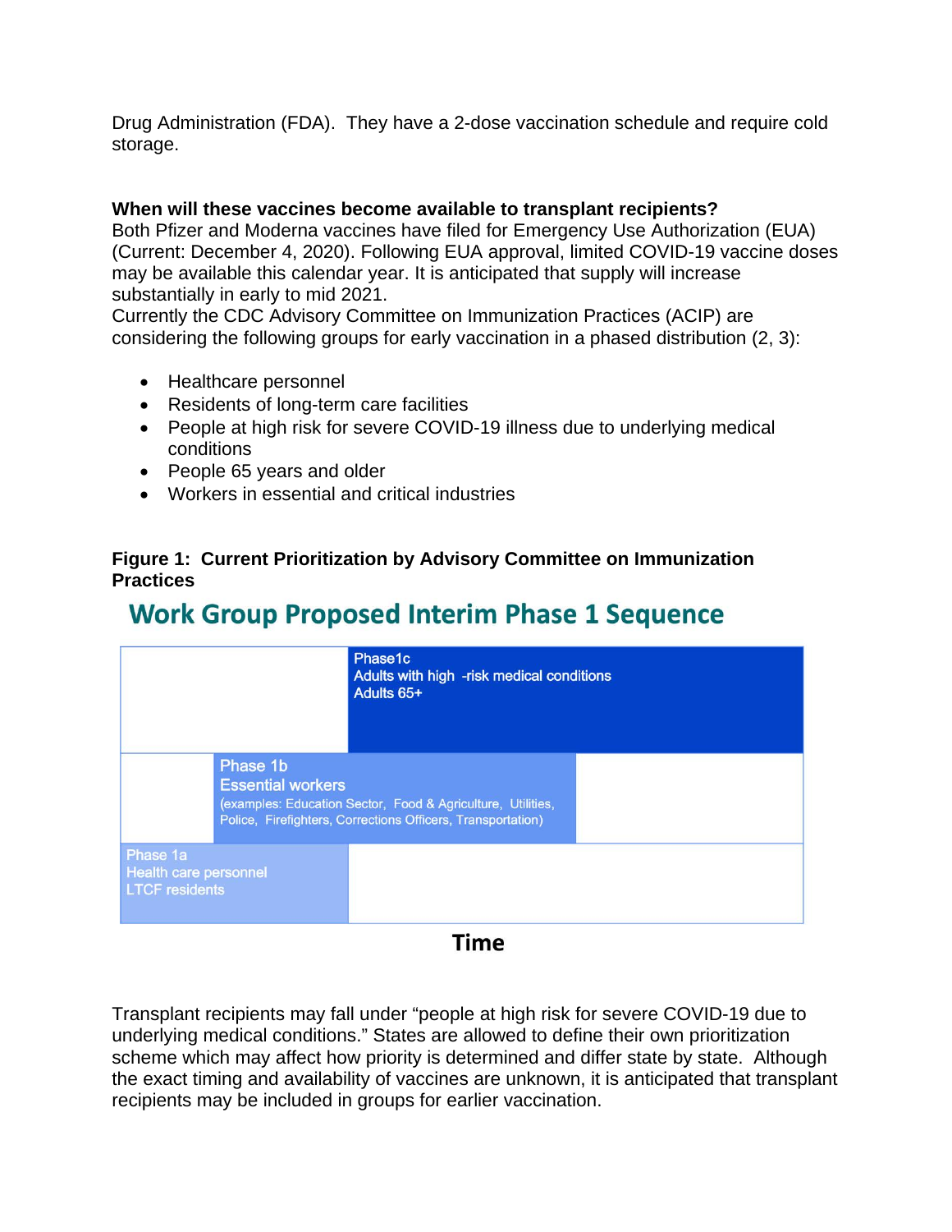Drug Administration (FDA). They have a 2-dose vaccination schedule and require cold storage.

**When will these vaccines become available to transplant recipients?**
Both Pfizer and Moderna vaccines have filed for Emergency Use Authorization (EUA) (Current: December 4, 2020). Following EUA approval, limited COVID-19 vaccine doses may be available this calendar year. It is anticipated that supply will increase substantially in early to mid 2021.
Currently the CDC Advisory Committee on Immunization Practices (ACIP) are considering the following groups for early vaccination in a phased distribution (2, 3):

- Healthcare personnel
- Residents of long-term care facilities
- People at high risk for severe COVID-19 illness due to underlying medical conditions
- People 65 years and older
- Workers in essential and critical industries

**Figure 1: Current Prioritization by Advisory Committee on Immunization Practices**

Work Group Proposed Interim Phase 1 Sequence

Phase1c
Adults with high -risk medical conditions
Adults 65+

Phase 1b
Essential workers
(examples: Education Sector, Food & Agriculture, Utilities, Police, Firefighters, Corrections Officers, Transportation)

Phase 1a
Health care personnel
LTCF residents

Time

Transplant recipients may fall under "people at high risk for severe COVID-19 due to underlying medical conditions." States are allowed to define their own prioritization scheme which may affect how priority is determined and differ state by state. Although the exact timing and availability of vaccines are unknown, it is anticipated that transplant recipients may be included in groups for earlier vaccination.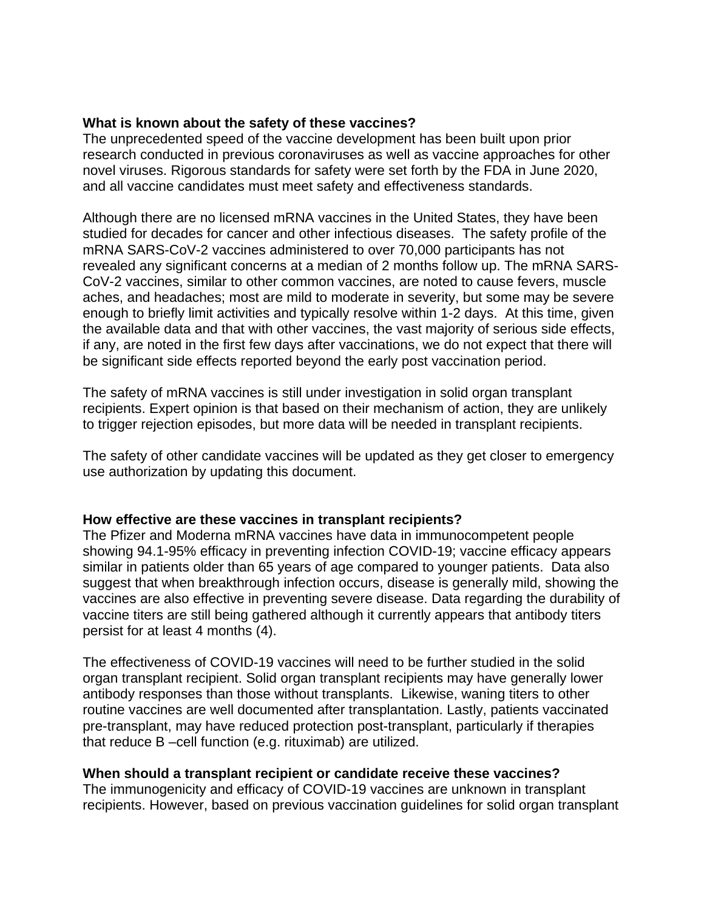**What is known about the safety of these vaccines?**

The unprecedented speed of the vaccine development has been built upon prior research conducted in previous coronaviruses as well as vaccine approaches for other novel viruses. Rigorous standards for safety were set forth by the FDA in June 2020, and all vaccine candidates must meet safety and effectiveness standards.

Although there are no licensed mRNA vaccines in the United States, they have been studied for decades for cancer and other infectious diseases. The safety profile of the mRNA SARS-CoV-2 vaccines administered to over 70,000 participants has not revealed any significant concerns at a median of 2 months follow up. The mRNA SARS-CoV-2 vaccines, similar to other common vaccines, are noted to cause fevers, muscle aches, and headaches; most are mild to moderate in severity, but some may be severe enough to briefly limit activities and typically resolve within 1-2 days. At this time, given the available data and that with other vaccines, the vast majority of serious side effects, if any, are noted in the first few days after vaccinations, we do not expect that there will be significant side effects reported beyond the early post vaccination period.

The safety of mRNA vaccines is still under investigation in solid organ transplant recipients. Expert opinion is that based on their mechanism of action, they are unlikely to trigger rejection episodes, but more data will be needed in transplant recipients.

The safety of other candidate vaccines will be updated as they get closer to emergency use authorization by updating this document.

**How effective are these vaccines in transplant recipients?**

The Pfizer and Moderna mRNA vaccines have data in immunocompetent people showing 94.1-95% efficacy in preventing infection COVID-19; vaccine efficacy appears similar in patients older than 65 years of age compared to younger patients. Data also suggest that when breakthrough infection occurs, disease is generally mild, showing the vaccines are also effective in preventing severe disease. Data regarding the durability of vaccine titers are still being gathered although it currently appears that antibody titers persist for at least 4 months (4).

The effectiveness of COVID-19 vaccines will need to be further studied in the solid organ transplant recipient. Solid organ transplant recipients may have generally lower antibody responses than those without transplants. Likewise, waning titers to other routine vaccines are well documented after transplantation. Lastly, patients vaccinated pre-transplant, may have reduced protection post-transplant, particularly if therapies that reduce B –cell function (e.g. rituximab) are utilized.

**When should a transplant recipient or candidate receive these vaccines?**

The immunogenicity and efficacy of COVID-19 vaccines are unknown in transplant recipients. However, based on previous vaccination guidelines for solid organ transplant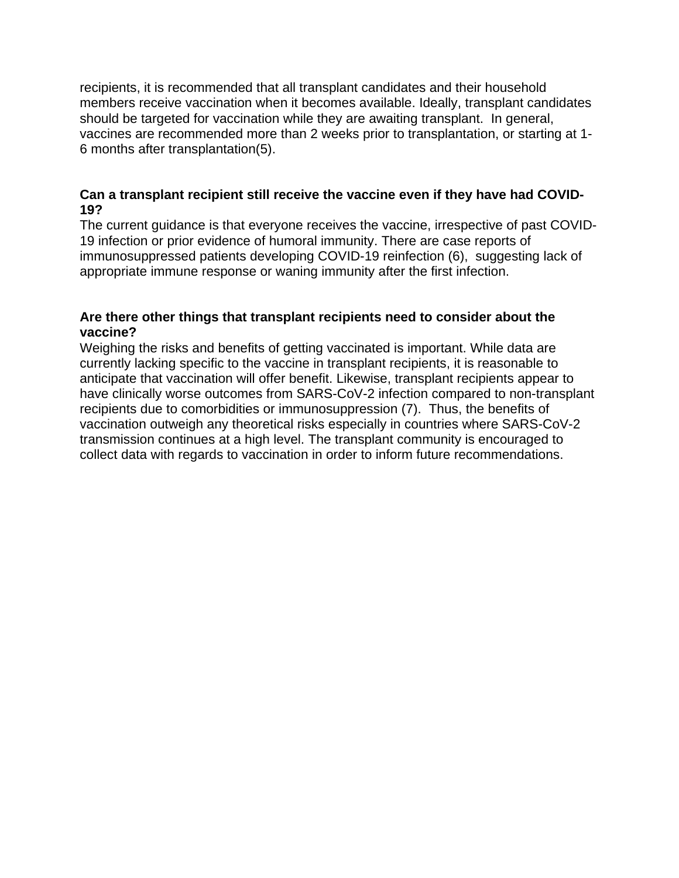recipients, it is recommended that all transplant candidates and their household members receive vaccination when it becomes available. Ideally, transplant candidates should be targeted for vaccination while they are awaiting transplant. In general, vaccines are recommended more than 2 weeks prior to transplantation, or starting at 1-6 months after transplantation(5).

**Can a transplant recipient still receive the vaccine even if they have had COVID-19?**

The current guidance is that everyone receives the vaccine, irrespective of past COVID-19 infection or prior evidence of humoral immunity. There are case reports of immunosuppressed patients developing COVID-19 reinfection (6), suggesting lack of appropriate immune response or waning immunity after the first infection.

**Are there other things that transplant recipients need to consider about the vaccine?**

Weighing the risks and benefits of getting vaccinated is important. While data are currently lacking specific to the vaccine in transplant recipients, it is reasonable to anticipate that vaccination will offer benefit. Likewise, transplant recipients appear to have clinically worse outcomes from SARS-CoV-2 infection compared to non-transplant recipients due to comorbidities or immunosuppression (7). Thus, the benefits of vaccination outweigh any theoretical risks especially in countries where SARS-CoV-2 transmission continues at a high level. The transplant community is encouraged to collect data with regards to vaccination in order to inform future recommendations.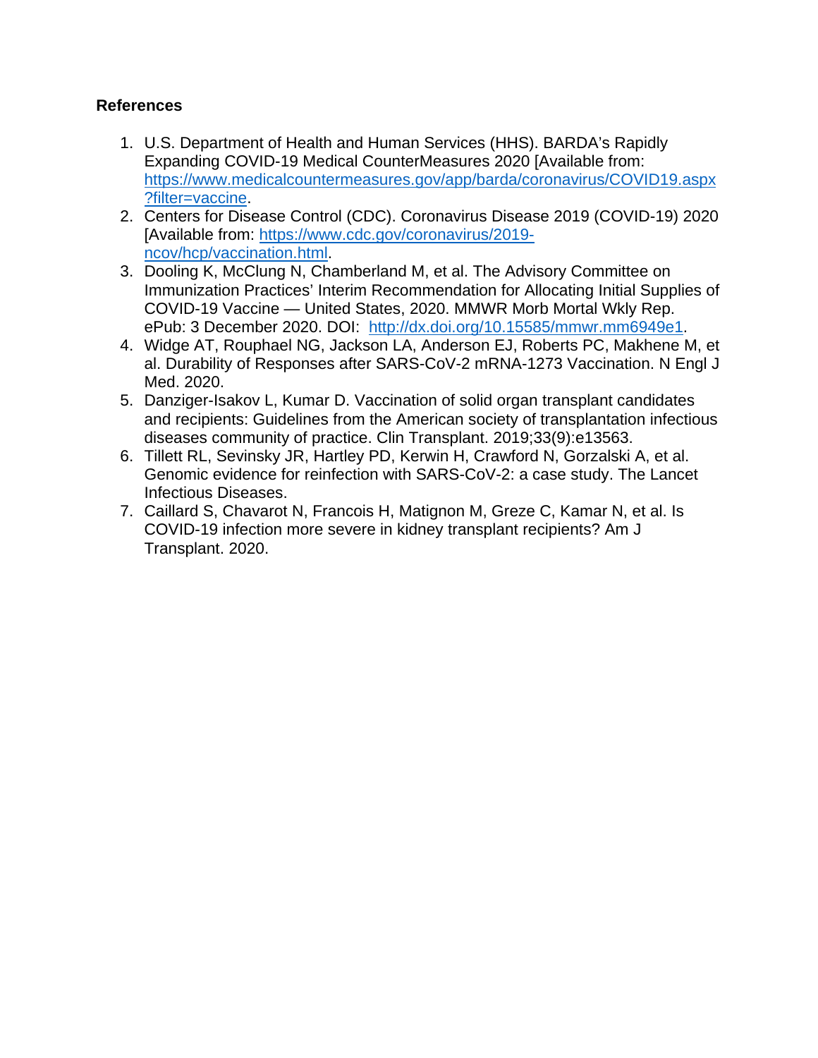**References**

1. U.S. Department of Health and Human Services (HHS). BARDA's Rapidly Expanding COVID-19 Medical CounterMeasures 2020 [Available from: https://www.medicalcountermeasures.gov/app/barda/coronavirus/COVID19.aspx?filter=vaccine.
2. Centers for Disease Control (CDC). Coronavirus Disease 2019 (COVID-19) 2020 [Available from: https://www.cdc.gov/coronavirus/2019-ncov/hcp/vaccination.html.
3. Dooling K, McClung N, Chamberland M, et al. The Advisory Committee on Immunization Practices' Interim Recommendation for Allocating Initial Supplies of COVID-19 Vaccine — United States, 2020. MMWR Morb Mortal Wkly Rep. ePub: 3 December 2020. DOI: http://dx.doi.org/10.15585/mmwr.mm6949e1.
4. Widge AT, Rouphael NG, Jackson LA, Anderson EJ, Roberts PC, Makhene M, et al. Durability of Responses after SARS-CoV-2 mRNA-1273 Vaccination. N Engl J Med. 2020.
5. Danziger-Isakov L, Kumar D. Vaccination of solid organ transplant candidates and recipients: Guidelines from the American society of transplantation infectious diseases community of practice. Clin Transplant. 2019;33(9):e13563.
6. Tillett RL, Sevinsky JR, Hartley PD, Kerwin H, Crawford N, Gorzalski A, et al. Genomic evidence for reinfection with SARS-CoV-2: a case study. The Lancet Infectious Diseases.
7. Caillard S, Chavarot N, Francois H, Matignon M, Greze C, Kamar N, et al. Is COVID-19 infection more severe in kidney transplant recipients? Am J Transplant. 2020.